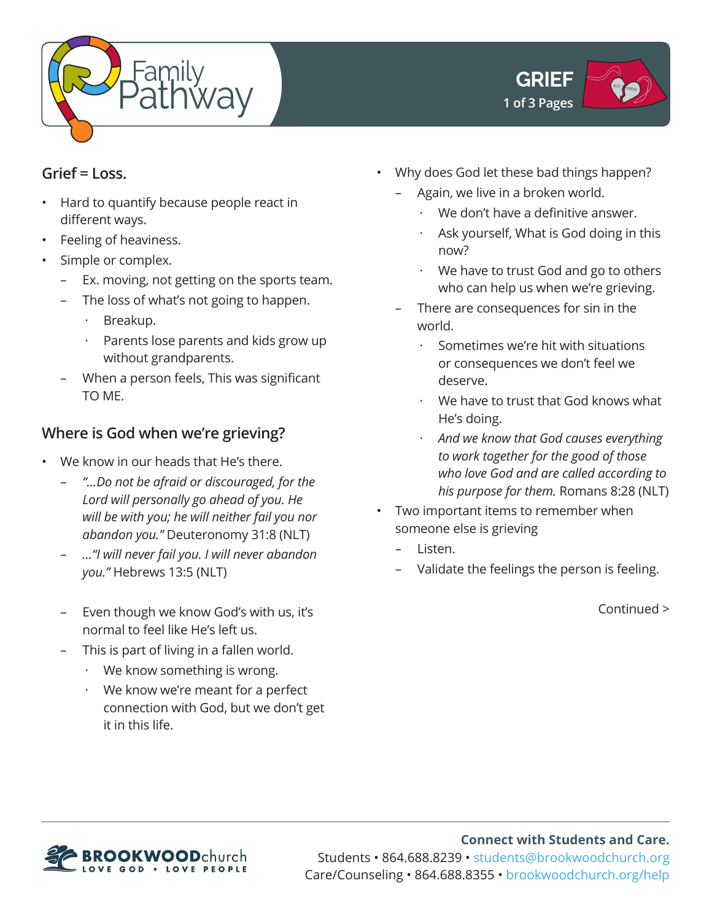# GRIEF

## Grief = Loss.

- Hard to quantify because people react in different ways.
- Feeling of heaviness.
- Simple or complex.
  - Ex. moving, not getting on the sports team.
  - The loss of what's not going to happen.
    - Breakup.
    - Parents lose parents and kids grow up without grandparents.
  - When a person feels, This was significant TO ME.

## Where is God when we're grieving?

- We know in our heads that He's there.
  - *"...Do not be afraid or discouraged, for the Lord will personally go ahead of you. He will be with you; he will neither fail you nor abandon you."* Deuteronomy 31:8 (NLT)
  - *..."I will never fail you. I will never abandon you."* Hebrews 13:5 (NLT)
  - Even though we know God's with us, it's normal to feel like He's left us.
  - This is part of living in a fallen world.
    - We know something is wrong.
    - We know we're meant for a perfect connection with God, but we don't get it in this life.
- Why does God let these bad things happen?
  - Again, we live in a broken world.
    - We don't have a definitive answer.
    - Ask yourself, What is God doing in this now?
    - We have to trust God and go to others who can help us when we're grieving.
  - There are consequences for sin in the world.
    - Sometimes we're hit with situations or consequences we don't feel we deserve.
    - We have to trust that God knows what He's doing.
    - *And we know that God causes everything to work together for the good of those who love God and are called according to his purpose for them.* Romans 8:28 (NLT)
- Two important items to remember when someone else is grieving
  - Listen.
  - Validate the feelings the person is feeling.

Continued >

**Connect with Students and Care.**
Students • 864.688.8239 • students@brookwoodchurch.org
Care/Counseling • 864.688.8355 • brookwoodchurch.org/help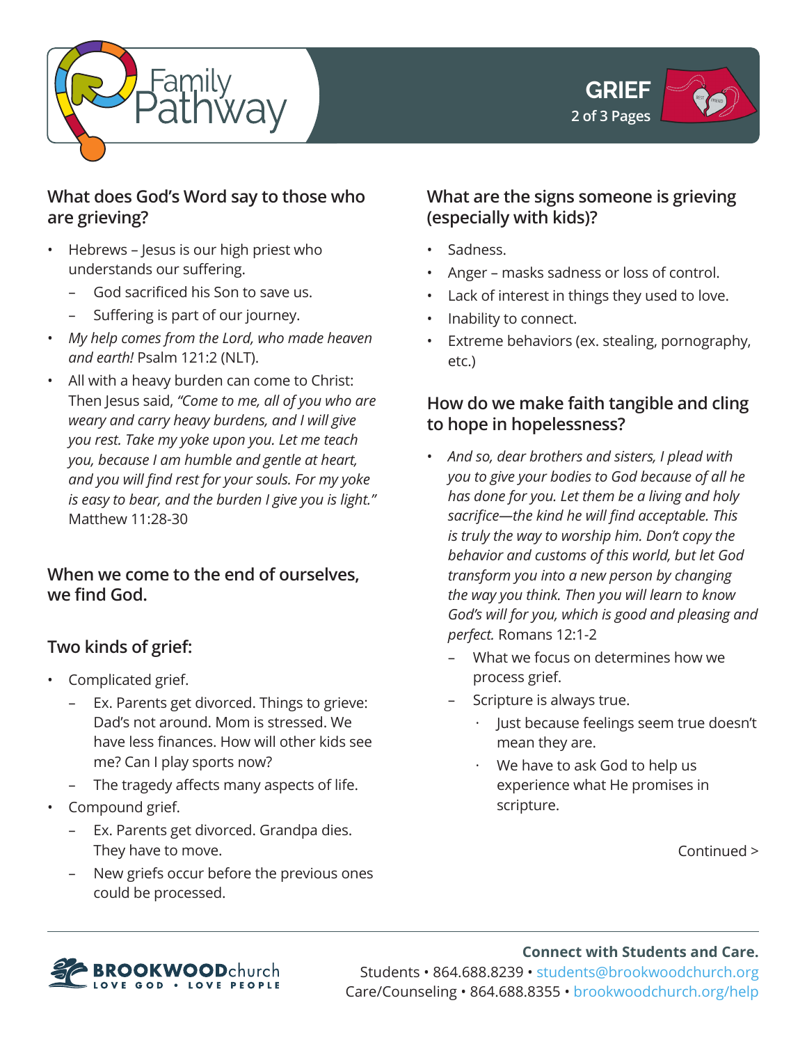## What does God's Word say to those who are grieving?

- Hebrews – Jesus is our high priest who understands our suffering.
  - God sacrificed his Son to save us.
  - Suffering is part of our journey.
- *My help comes from the Lord, who made heaven and earth!* Psalm 121:2 (NLT).
- All with a heavy burden can come to Christ: Then Jesus said, *"Come to me, all of you who are weary and carry heavy burdens, and I will give you rest. Take my yoke upon you. Let me teach you, because I am humble and gentle at heart, and you will find rest for your souls. For my yoke is easy to bear, and the burden I give you is light."* Matthew 11:28-30

## When we come to the end of ourselves, we find God.

## Two kinds of grief:

- Complicated grief.
  - Ex. Parents get divorced. Things to grieve: Dad's not around. Mom is stressed. We have less finances. How will other kids see me? Can I play sports now?
  - The tragedy affects many aspects of life.
- Compound grief.
  - Ex. Parents get divorced. Grandpa dies. They have to move.
  - New griefs occur before the previous ones could be processed.

## What are the signs someone is grieving (especially with kids)?

- Sadness.
- Anger – masks sadness or loss of control.
- Lack of interest in things they used to love.
- Inability to connect.
- Extreme behaviors (ex. stealing, pornography, etc.)

## How do we make faith tangible and cling to hope in hopelessness?

- *And so, dear brothers and sisters, I plead with you to give your bodies to God because of all he has done for you. Let them be a living and holy sacrifice—the kind he will find acceptable. This is truly the way to worship him. Don't copy the behavior and customs of this world, but let God transform you into a new person by changing the way you think. Then you will learn to know God's will for you, which is good and pleasing and perfect.* Romans 12:1-2
  - What we focus on determines how we process grief.
  - Scripture is always true.
    - Just because feelings seem true doesn't mean they are.
    - We have to ask God to help us experience what He promises in scripture.

Continued >

**Connect with Students and Care.**
Students • 864.688.8239 • students@brookwoodchurch.org
Care/Counseling • 864.688.8355 • brookwoodchurch.org/help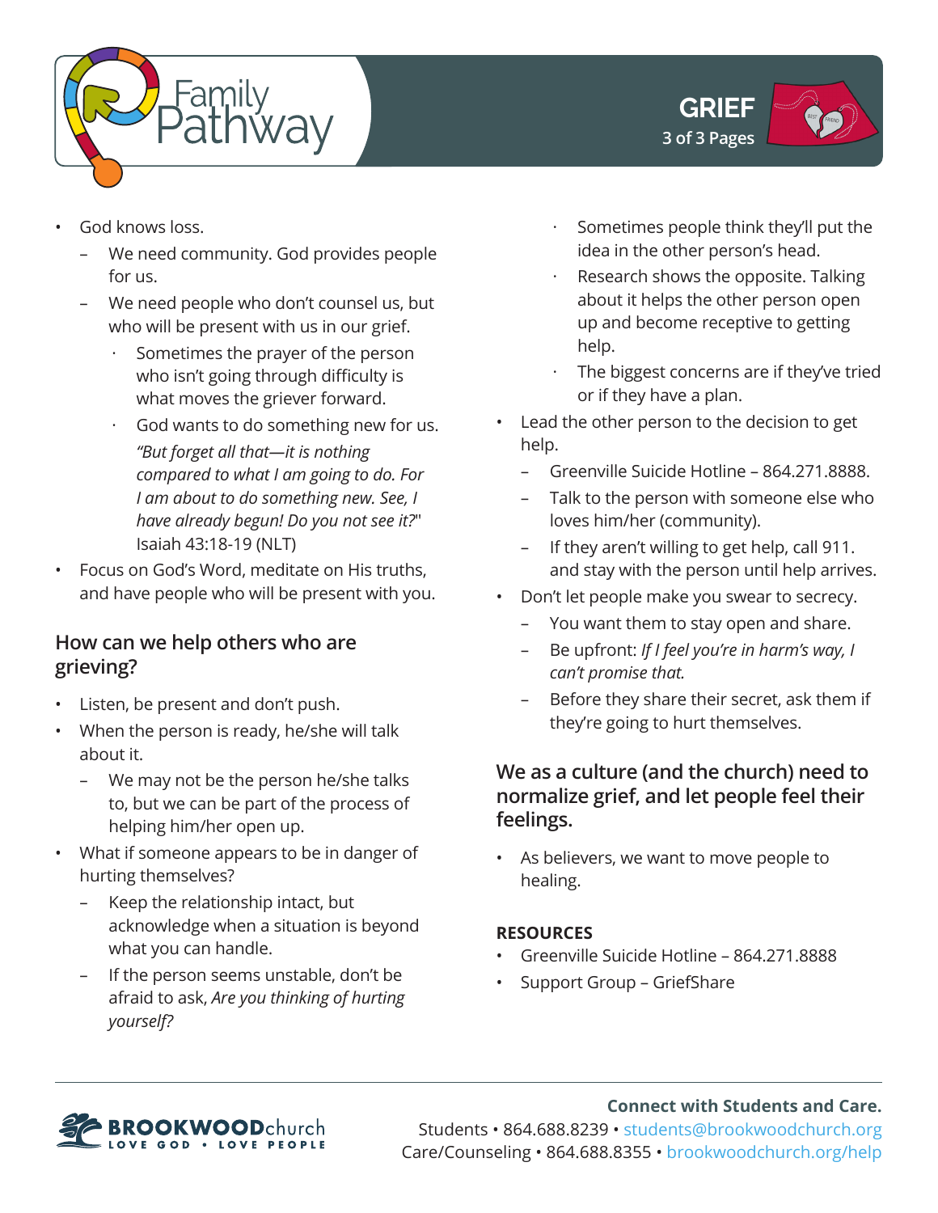- God knows loss.
  - We need community. God provides people for us.
  - We need people who don't counsel us, but who will be present with us in our grief.
    - Sometimes the prayer of the person who isn't going through difficulty is what moves the griever forward.
    - God wants to do something new for us. *"But forget all that—it is nothing compared to what I am going to do. For I am about to do something new. See, I have already begun! Do you not see it?*" Isaiah 43:18-19 (NLT)
- Focus on God's Word, meditate on His truths, and have people who will be present with you.

## How can we help others who are grieving?

- Listen, be present and don't push.
- When the person is ready, he/she will talk about it.
  - We may not be the person he/she talks to, but we can be part of the process of helping him/her open up.
- What if someone appears to be in danger of hurting themselves?
  - Keep the relationship intact, but acknowledge when a situation is beyond what you can handle.
  - If the person seems unstable, don't be afraid to ask, *Are you thinking of hurting yourself?*
    - Sometimes people think they'll put the idea in the other person's head.
    - Research shows the opposite. Talking about it helps the other person open up and become receptive to getting help.
    - The biggest concerns are if they've tried or if they have a plan.
- Lead the other person to the decision to get help.
  - Greenville Suicide Hotline – 864.271.8888.
  - Talk to the person with someone else who loves him/her (community).
  - If they aren't willing to get help, call 911. and stay with the person until help arrives.
- Don't let people make you swear to secrecy.
  - You want them to stay open and share.
  - Be upfront: *If I feel you're in harm's way, I can't promise that.*
  - Before they share their secret, ask them if they're going to hurt themselves.

## We as a culture (and the church) need to normalize grief, and let people feel their feelings.

- As believers, we want to move people to healing.

**RESOURCES**

- Greenville Suicide Hotline – 864.271.8888
- Support Group – GriefShare

BROOKWOODchurch
LOVE GOD • LOVE PEOPLE

**Connect with Students and Care.**
Students • 864.688.8239 • students@brookwoodchurch.org
Care/Counseling • 864.688.8355 • brookwoodchurch.org/help